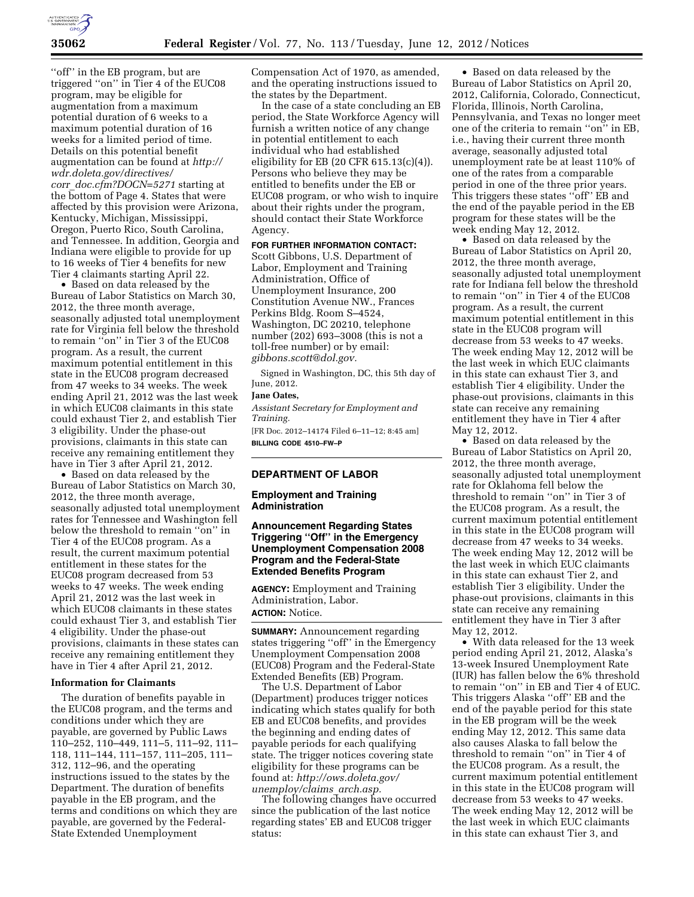''off'' in the EB program, but are triggered ''on'' in Tier 4 of the EUC08 program, may be eligible for augmentation from a maximum potential duration of 6 weeks to a maximum potential duration of 16 weeks for a limited period of time. Details on this potential benefit augmentation can be found at *http://wdr.doleta.gov/directives/corr_doc.cfm?DOCN=5271* starting at the bottom of Page 4. States that were affected by this provision were Arizona, Kentucky, Michigan, Mississippi, Oregon, Puerto Rico, South Carolina, and Tennessee. In addition, Georgia and Indiana were eligible to provide for up to 16 weeks of Tier 4 benefits for new Tier 4 claimants starting April 22.

- Based on data released by the Bureau of Labor Statistics on March 30, 2012, the three month average, seasonally adjusted total unemployment rate for Virginia fell below the threshold to remain ''on'' in Tier 3 of the EUC08 program. As a result, the current maximum potential entitlement in this state in the EUC08 program decreased from 47 weeks to 34 weeks. The week ending April 21, 2012 was the last week in which EUC08 claimants in this state could exhaust Tier 2, and establish Tier 3 eligibility. Under the phase-out provisions, claimants in this state can receive any remaining entitlement they have in Tier 3 after April 21, 2012.
- Based on data released by the Bureau of Labor Statistics on March 30, 2012, the three month average, seasonally adjusted total unemployment rates for Tennessee and Washington fell below the threshold to remain ''on'' in Tier 4 of the EUC08 program. As a result, the current maximum potential entitlement in these states for the EUC08 program decreased from 53 weeks to 47 weeks. The week ending April 21, 2012 was the last week in which EUC08 claimants in these states could exhaust Tier 3, and establish Tier 4 eligibility. Under the phase-out provisions, claimants in these states can receive any remaining entitlement they have in Tier 4 after April 21, 2012.

**Information for Claimants**

The duration of benefits payable in the EUC08 program, and the terms and conditions under which they are payable, are governed by Public Laws 110–252, 110–449, 111–5, 111–92, 111–118, 111–144, 111–157, 111–205, 111–312, 112–96, and the operating instructions issued to the states by the Department. The duration of benefits payable in the EB program, and the terms and conditions on which they are payable, are governed by the Federal-State Extended Unemployment Compensation Act of 1970, as amended, and the operating instructions issued to the states by the Department.

In the case of a state concluding an EB period, the State Workforce Agency will furnish a written notice of any change in potential entitlement to each individual who had established eligibility for EB (20 CFR 615.13(c)(4)). Persons who believe they may be entitled to benefits under the EB or EUC08 program, or who wish to inquire about their rights under the program, should contact their State Workforce Agency.

**FOR FURTHER INFORMATION CONTACT:** Scott Gibbons, U.S. Department of Labor, Employment and Training Administration, Office of Unemployment Insurance, 200 Constitution Avenue NW., Frances Perkins Bldg. Room S–4524, Washington, DC 20210, telephone number (202) 693–3008 (this is not a toll-free number) or by email: *gibbons.scott@dol.gov*.

Signed in Washington, DC, this 5th day of June, 2012.

**Jane Oates,**

*Assistant Secretary for Employment and Training.*

[FR Doc. 2012–14174 Filed 6–11–12; 8:45 am]

**BILLING CODE 4510–FW–P**

## DEPARTMENT OF LABOR

### Employment and Training Administration

### Announcement Regarding States Triggering ''Off'' in the Emergency Unemployment Compensation 2008 Program and the Federal-State Extended Benefits Program

**AGENCY:** Employment and Training Administration, Labor.

**ACTION:** Notice.

**SUMMARY:** Announcement regarding states triggering ''off'' in the Emergency Unemployment Compensation 2008 (EUC08) Program and the Federal-State Extended Benefits (EB) Program.

The U.S. Department of Labor (Department) produces trigger notices indicating which states qualify for both EB and EUC08 benefits, and provides the beginning and ending dates of payable periods for each qualifying state. The trigger notices covering state eligibility for these programs can be found at: *http://ows.doleta.gov/unemploy/claims_arch.asp*.

The following changes have occurred since the publication of the last notice regarding states' EB and EUC08 trigger status:

- Based on data released by the Bureau of Labor Statistics on April 20, 2012, California, Colorado, Connecticut, Florida, Illinois, North Carolina, Pennsylvania, and Texas no longer meet one of the criteria to remain ''on'' in EB, i.e., having their current three month average, seasonally adjusted total unemployment rate be at least 110% of one of the rates from a comparable period in one of the three prior years. This triggers these states ''off'' EB and the end of the payable period in the EB program for these states will be the week ending May 12, 2012.
- Based on data released by the Bureau of Labor Statistics on April 20, 2012, the three month average, seasonally adjusted total unemployment rate for Indiana fell below the threshold to remain ''on'' in Tier 4 of the EUC08 program. As a result, the current maximum potential entitlement in this state in the EUC08 program will decrease from 53 weeks to 47 weeks. The week ending May 12, 2012 will be the last week in which EUC claimants in this state can exhaust Tier 3, and establish Tier 4 eligibility. Under the phase-out provisions, claimants in this state can receive any remaining entitlement they have in Tier 4 after May 12, 2012.
- Based on data released by the Bureau of Labor Statistics on April 20, 2012, the three month average, seasonally adjusted total unemployment rate for Oklahoma fell below the threshold to remain ''on'' in Tier 3 of the EUC08 program. As a result, the current maximum potential entitlement in this state in the EUC08 program will decrease from 47 weeks to 34 weeks. The week ending May 12, 2012 will be the last week in which EUC claimants in this state can exhaust Tier 2, and establish Tier 3 eligibility. Under the phase-out provisions, claimants in this state can receive any remaining entitlement they have in Tier 3 after May 12, 2012.
- With data released for the 13 week period ending April 21, 2012, Alaska's 13-week Insured Unemployment Rate (IUR) has fallen below the 6% threshold to remain ''on'' in EB and Tier 4 of EUC. This triggers Alaska ''off'' EB and the end of the payable period for this state in the EB program will be the week ending May 12, 2012. This same data also causes Alaska to fall below the threshold to remain ''on'' in Tier 4 of the EUC08 program. As a result, the current maximum potential entitlement in this state in the EUC08 program will decrease from 53 weeks to 47 weeks. The week ending May 12, 2012 will be the last week in which EUC claimants in this state can exhaust Tier 3, and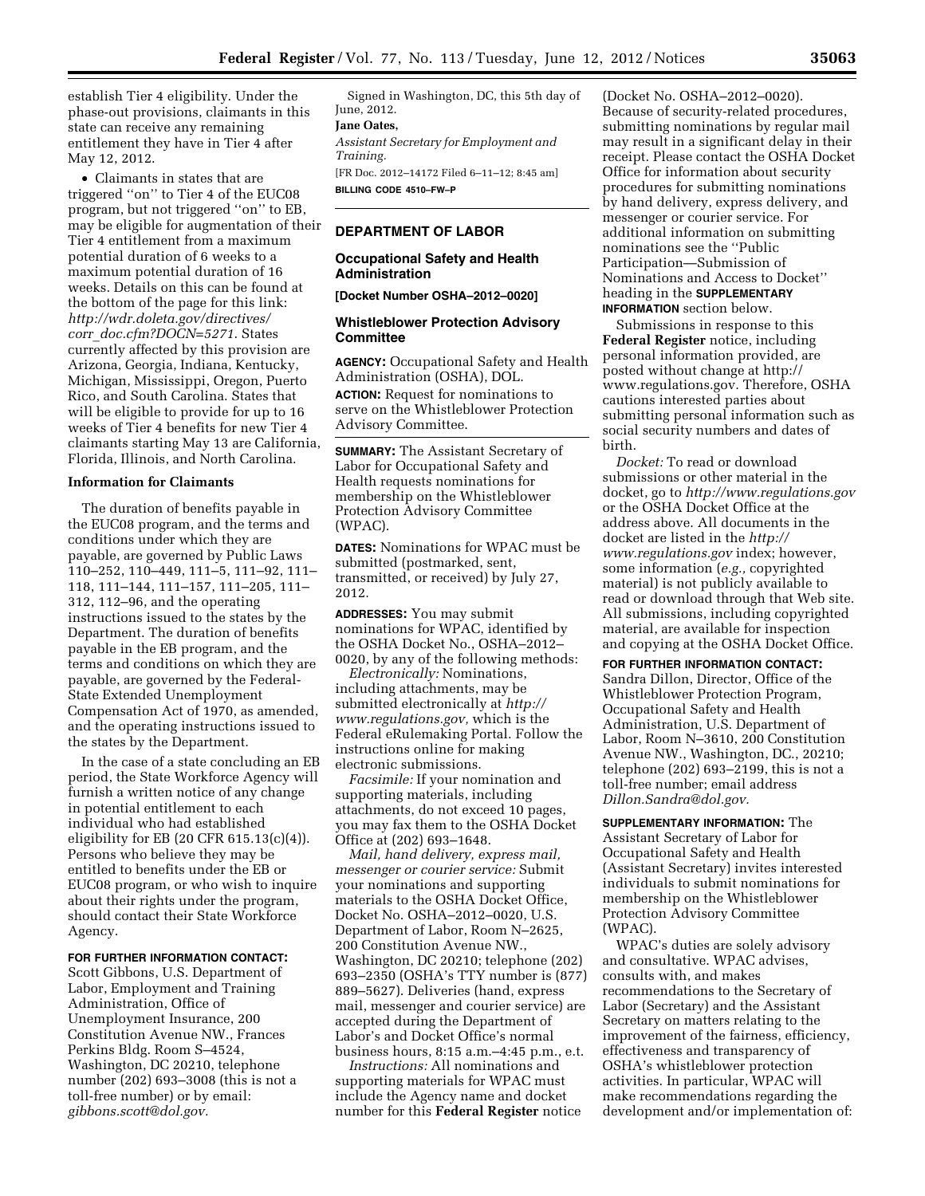establish Tier 4 eligibility. Under the phase-out provisions, claimants in this state can receive any remaining entitlement they have in Tier 4 after May 12, 2012.

• Claimants in states that are triggered ''on'' to Tier 4 of the EUC08 program, but not triggered ''on'' to EB, may be eligible for augmentation of their Tier 4 entitlement from a maximum potential duration of 6 weeks to a maximum potential duration of 16 weeks. Details on this can be found at the bottom of the page for this link: *http://wdr.doleta.gov/directives/corr_doc.cfm?DOCN=5271*. States currently affected by this provision are Arizona, Georgia, Indiana, Kentucky, Michigan, Mississippi, Oregon, Puerto Rico, and South Carolina. States that will be eligible to provide for up to 16 weeks of Tier 4 benefits for new Tier 4 claimants starting May 13 are California, Florida, Illinois, and North Carolina.

**Information for Claimants**

The duration of benefits payable in the EUC08 program, and the terms and conditions under which they are payable, are governed by Public Laws 110–252, 110–449, 111–5, 111–92, 111–118, 111–144, 111–157, 111–205, 111–312, 112–96, and the operating instructions issued to the states by the Department. The duration of benefits payable in the EB program, and the terms and conditions on which they are payable, are governed by the Federal-State Extended Unemployment Compensation Act of 1970, as amended, and the operating instructions issued to the states by the Department.

In the case of a state concluding an EB period, the State Workforce Agency will furnish a written notice of any change in potential entitlement to each individual who had established eligibility for EB (20 CFR 615.13(c)(4)). Persons who believe they may be entitled to benefits under the EB or EUC08 program, or who wish to inquire about their rights under the program, should contact their State Workforce Agency.

**FOR FURTHER INFORMATION CONTACT:** Scott Gibbons, U.S. Department of Labor, Employment and Training Administration, Office of Unemployment Insurance, 200 Constitution Avenue NW., Frances Perkins Bldg. Room S–4524, Washington, DC 20210, telephone number (202) 693–3008 (this is not a toll-free number) or by email: *gibbons.scott@dol.gov.*

Signed in Washington, DC, this 5th day of June, 2012.

**Jane Oates,**

*Assistant Secretary for Employment and Training.*

[FR Doc. 2012–14172 Filed 6–11–12; 8:45 am]

**BILLING CODE 4510–FW–P**

## DEPARTMENT OF LABOR

### Occupational Safety and Health Administration

**[Docket Number OSHA–2012–0020]**

### Whistleblower Protection Advisory Committee

**AGENCY:** Occupational Safety and Health Administration (OSHA), DOL.

**ACTION:** Request for nominations to serve on the Whistleblower Protection Advisory Committee.

**SUMMARY:** The Assistant Secretary of Labor for Occupational Safety and Health requests nominations for membership on the Whistleblower Protection Advisory Committee (WPAC).

**DATES:** Nominations for WPAC must be submitted (postmarked, sent, transmitted, or received) by July 27, 2012.

**ADDRESSES:** You may submit nominations for WPAC, identified by the OSHA Docket No., OSHA–2012–0020, by any of the following methods:

*Electronically:* Nominations, including attachments, may be submitted electronically at *http://www.regulations.gov,* which is the Federal eRulemaking Portal. Follow the instructions online for making electronic submissions.

*Facsimile:* If your nomination and supporting materials, including attachments, do not exceed 10 pages, you may fax them to the OSHA Docket Office at (202) 693–1648.

*Mail, hand delivery, express mail, messenger or courier service:* Submit your nominations and supporting materials to the OSHA Docket Office, Docket No. OSHA–2012–0020, U.S. Department of Labor, Room N–2625, 200 Constitution Avenue NW., Washington, DC 20210; telephone (202) 693–2350 (OSHA's TTY number is (877) 889–5627). Deliveries (hand, express mail, messenger and courier service) are accepted during the Department of Labor's and Docket Office's normal business hours, 8:15 a.m.–4:45 p.m., e.t.

*Instructions:* All nominations and supporting materials for WPAC must include the Agency name and docket number for this **Federal Register** notice (Docket No. OSHA–2012–0020). Because of security-related procedures, submitting nominations by regular mail may result in a significant delay in their receipt. Please contact the OSHA Docket Office for information about security procedures for submitting nominations by hand delivery, express delivery, and messenger or courier service. For additional information on submitting nominations see the ''Public Participation—Submission of Nominations and Access to Docket'' heading in the **SUPPLEMENTARY INFORMATION** section below.

Submissions in response to this **Federal Register** notice, including personal information provided, are posted without change at http://www.regulations.gov. Therefore, OSHA cautions interested parties about submitting personal information such as social security numbers and dates of birth.

*Docket:* To read or download submissions or other material in the docket, go to *http://www.regulations.gov* or the OSHA Docket Office at the address above. All documents in the docket are listed in the *http://www.regulations.gov* index; however, some information (*e.g.,* copyrighted material) is not publicly available to read or download through that Web site. All submissions, including copyrighted material, are available for inspection and copying at the OSHA Docket Office.

**FOR FURTHER INFORMATION CONTACT:** Sandra Dillon, Director, Office of the Whistleblower Protection Program, Occupational Safety and Health Administration, U.S. Department of Labor, Room N–3610, 200 Constitution Avenue NW., Washington, DC., 20210; telephone (202) 693–2199, this is not a toll-free number; email address *Dillon.Sandra@dol.gov.*

**SUPPLEMENTARY INFORMATION:** The Assistant Secretary of Labor for Occupational Safety and Health (Assistant Secretary) invites interested individuals to submit nominations for membership on the Whistleblower Protection Advisory Committee (WPAC).

WPAC's duties are solely advisory and consultative. WPAC advises, consults with, and makes recommendations to the Secretary of Labor (Secretary) and the Assistant Secretary on matters relating to the improvement of the fairness, efficiency, effectiveness and transparency of OSHA's whistleblower protection activities. In particular, WPAC will make recommendations regarding the development and/or implementation of: